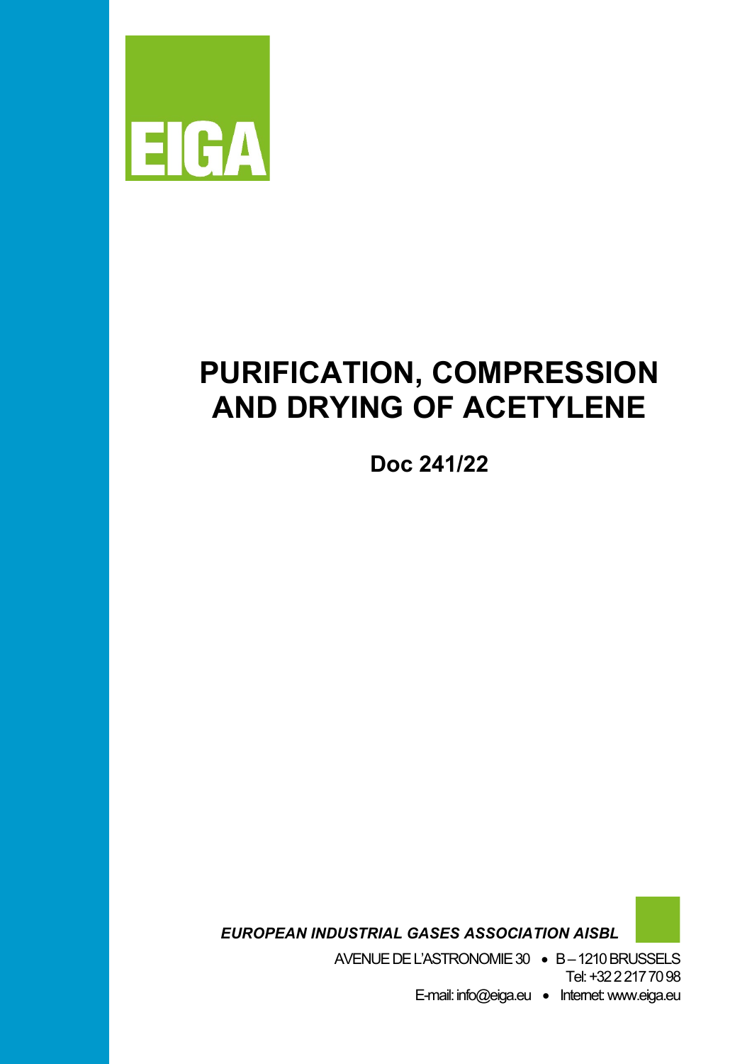EIGA

# PURIFICATION, COMPRESSION AND DRYING OF ACETYLENE

## Doc 241/22

***EUROPEAN INDUSTRIAL GASES ASSOCIATION AISBL***

AVENUE DE L'ASTRONOMIE 30 • B – 1210 BRUSSELS
Tel: +32 2 217 70 98
E-mail: info@eiga.eu • Internet: www.eiga.eu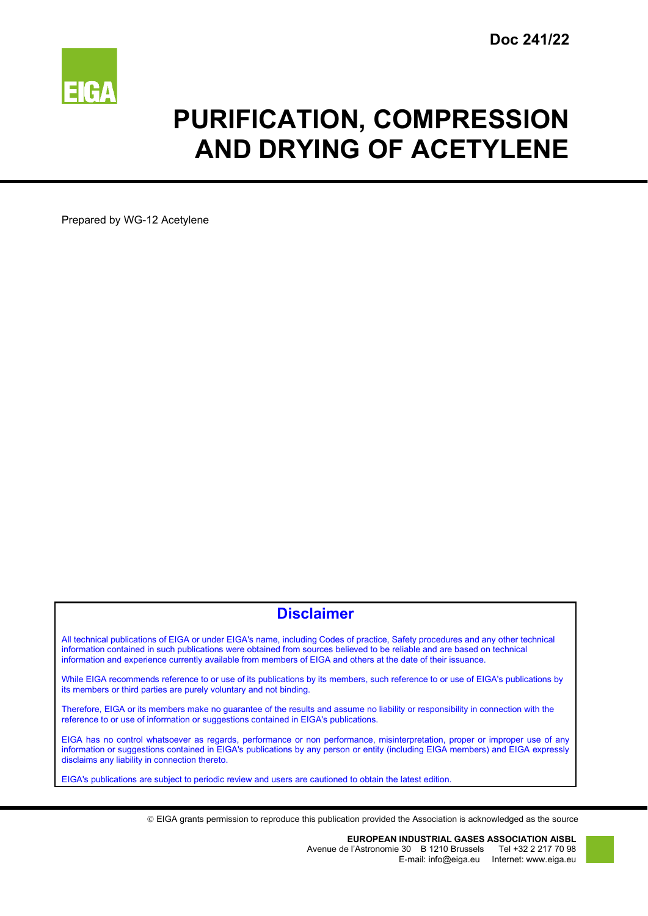Doc 241/22

# PURIFICATION, COMPRESSION AND DRYING OF ACETYLENE

Prepared by WG-12 Acetylene

## Disclaimer

All technical publications of EIGA or under EIGA's name, including Codes of practice, Safety procedures and any other technical information contained in such publications were obtained from sources believed to be reliable and are based on technical information and experience currently available from members of EIGA and others at the date of their issuance.

While EIGA recommends reference to or use of its publications by its members, such reference to or use of EIGA's publications by its members or third parties are purely voluntary and not binding.

Therefore, EIGA or its members make no guarantee of the results and assume no liability or responsibility in connection with the reference to or use of information or suggestions contained in EIGA's publications.

EIGA has no control whatsoever as regards, performance or non performance, misinterpretation, proper or improper use of any information or suggestions contained in EIGA's publications by any person or entity (including EIGA members) and EIGA expressly disclaims any liability in connection thereto.

EIGA's publications are subject to periodic review and users are cautioned to obtain the latest edition.

© EIGA grants permission to reproduce this publication provided the Association is acknowledged as the source

**EUROPEAN INDUSTRIAL GASES ASSOCIATION AISBL**
Avenue de l'Astronomie 30 B 1210 Brussels Tel +32 2 217 70 98
E-mail: info@eiga.eu Internet: www.eiga.eu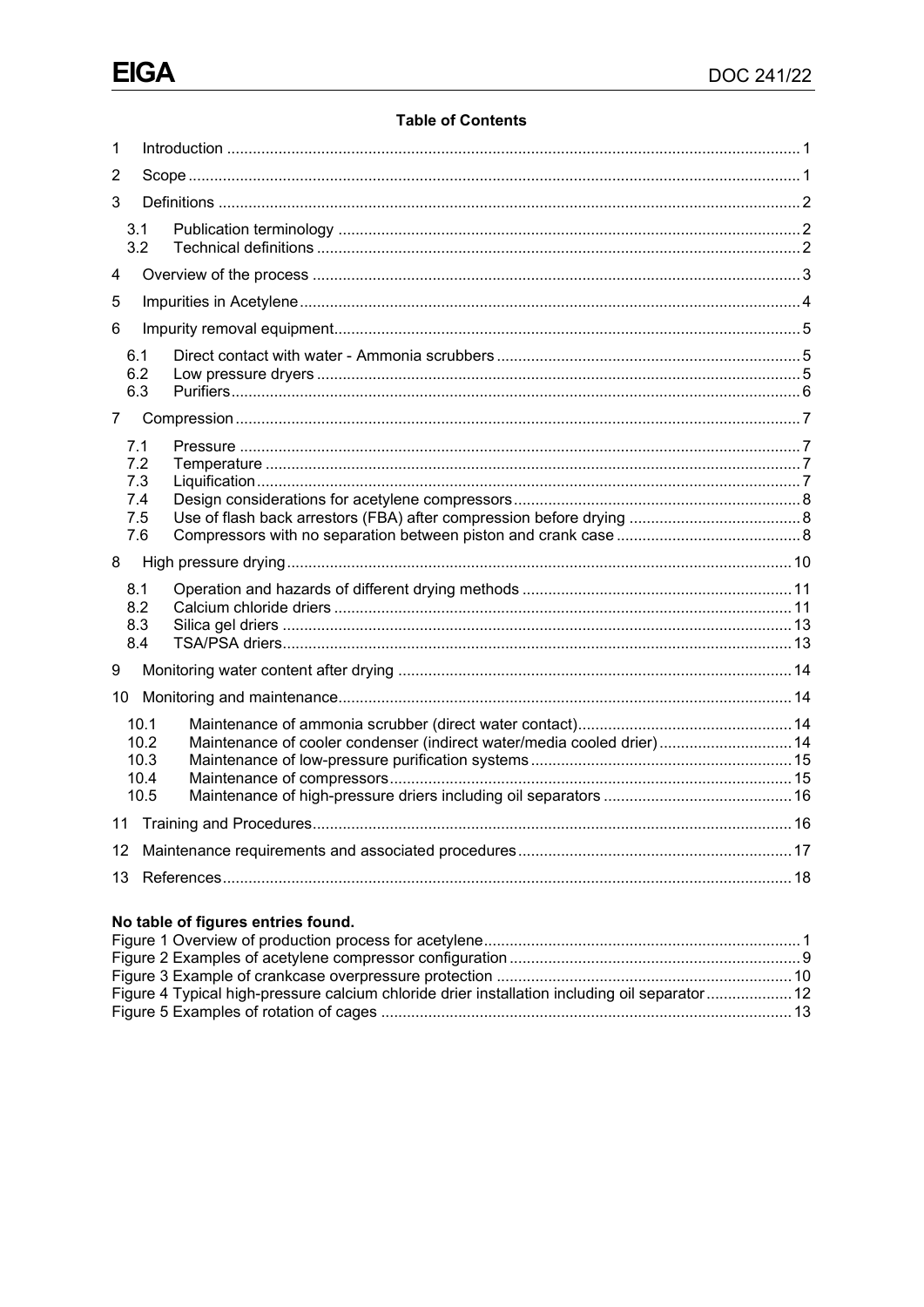**Table of Contents**

1 Introduction ........ 1
2 Scope ........ 1
3 Definitions ........ 2
  3.1 Publication terminology ........ 2
  3.2 Technical definitions ........ 2
4 Overview of the process ........ 3
5 Impurities in Acetylene ........ 4
6 Impurity removal equipment ........ 5
  6.1 Direct contact with water - Ammonia scrubbers ........ 5
  6.2 Low pressure dryers ........ 5
  6.3 Purifiers ........ 6
7 Compression ........ 7
  7.1 Pressure ........ 7
  7.2 Temperature ........ 7
  7.3 Liquification ........ 7
  7.4 Design considerations for acetylene compressors ........ 8
  7.5 Use of flash back arrestors (FBA) after compression before drying ........ 8
  7.6 Compressors with no separation between piston and crank case ........ 8
8 High pressure drying ........ 10
  8.1 Operation and hazards of different drying methods ........ 11
  8.2 Calcium chloride driers ........ 11
  8.3 Silica gel driers ........ 13
  8.4 TSA/PSA driers ........ 13
9 Monitoring water content after drying ........ 14
10 Monitoring and maintenance ........ 14
  10.1 Maintenance of ammonia scrubber (direct water contact) ........ 14
  10.2 Maintenance of cooler condenser (indirect water/media cooled drier) ........ 14
  10.3 Maintenance of low-pressure purification systems ........ 15
  10.4 Maintenance of compressors ........ 15
  10.5 Maintenance of high-pressure driers including oil separators ........ 16
11 Training and Procedures ........ 16
12 Maintenance requirements and associated procedures ........ 17
13 References ........ 18

**No table of figures entries found.**

Figure 1 Overview of production process for acetylene ........ 1
Figure 2 Examples of acetylene compressor configuration ........ 9
Figure 3 Example of crankcase overpressure protection ........ 10
Figure 4 Typical high-pressure calcium chloride drier installation including oil separator ........ 12
Figure 5 Examples of rotation of cages ........ 13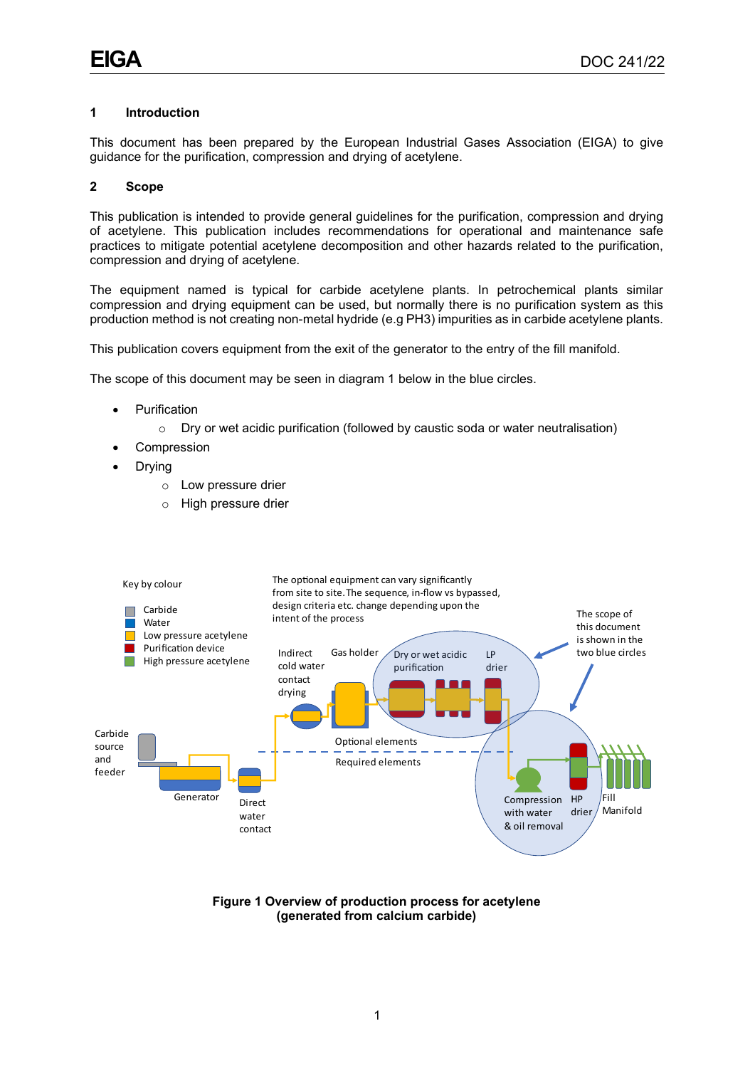## 1 Introduction

This document has been prepared by the European Industrial Gases Association (EIGA) to give guidance for the purification, compression and drying of acetylene.

## 2 Scope

This publication is intended to provide general guidelines for the purification, compression and drying of acetylene. This publication includes recommendations for operational and maintenance safe practices to mitigate potential acetylene decomposition and other hazards related to the purification, compression and drying of acetylene.

The equipment named is typical for carbide acetylene plants. In petrochemical plants similar compression and drying equipment can be used, but normally there is no purification system as this production method is not creating non-metal hydride (e.g $PH_3$) impurities as in carbide acetylene plants.

This publication covers equipment from the exit of the generator to the entry of the fill manifold.

The scope of this document may be seen in diagram 1 below in the blue circles.

- Purification
  - Dry or wet acidic purification (followed by caustic soda or water neutralisation)
- Compression
- Drying
  - Low pressure drier
  - High pressure drier

Key by colour: Carbide; Water; Low pressure acetylene; Purification device; High pressure acetylene

The optional equipment can vary significantly from site to site. The sequence, in-flow vs bypassed, design criteria etc. change depending upon the intent of the process

The scope of this document is shown in the two blue circles

Carbide source and feeder — Generator — Direct water contact — Indirect cold water contact drying — Gas holder — Dry or wet acidic purification — LP drier — Compression with water & oil removal — HP drier — Fill Manifold

Optional elements / Required elements

**Figure 1 Overview of production process for acetylene (generated from calcium carbide)**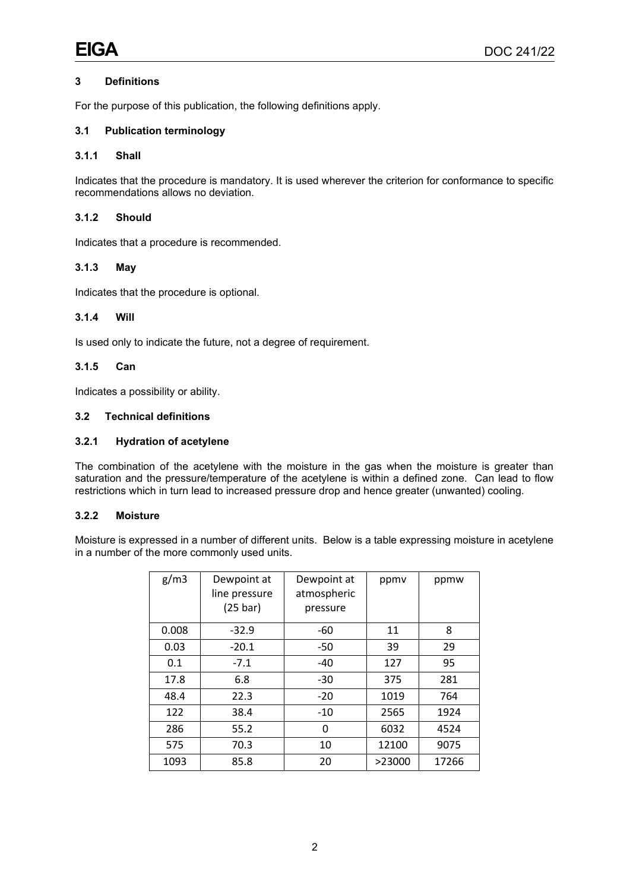## 3 Definitions

For the purpose of this publication, the following definitions apply.

### 3.1 Publication terminology

#### 3.1.1 Shall

Indicates that the procedure is mandatory. It is used wherever the criterion for conformance to specific recommendations allows no deviation.

#### 3.1.2 Should

Indicates that a procedure is recommended.

#### 3.1.3 May

Indicates that the procedure is optional.

#### 3.1.4 Will

Is used only to indicate the future, not a degree of requirement.

#### 3.1.5 Can

Indicates a possibility or ability.

### 3.2 Technical definitions

#### 3.2.1 Hydration of acetylene

The combination of the acetylene with the moisture in the gas when the moisture is greater than saturation and the pressure/temperature of the acetylene is within a defined zone. Can lead to flow restrictions which in turn lead to increased pressure drop and hence greater (unwanted) cooling.

#### 3.2.2 Moisture

Moisture is expressed in a number of different units. Below is a table expressing moisture in acetylene in a number of the more commonly used units.

| g/m3 | Dewpoint at line pressure (25 bar) | Dewpoint at atmospheric pressure | ppmv | ppmw |
|---|---|---|---|---|
| 0.008 | -32.9 | -60 | 11 | 8 |
| 0.03 | -20.1 | -50 | 39 | 29 |
| 0.1 | -7.1 | -40 | 127 | 95 |
| 17.8 | 6.8 | -30 | 375 | 281 |
| 48.4 | 22.3 | -20 | 1019 | 764 |
| 122 | 38.4 | -10 | 2565 | 1924 |
| 286 | 55.2 | 0 | 6032 | 4524 |
| 575 | 70.3 | 10 | 12100 | 9075 |
| 1093 | 85.8 | 20 | >23000 | 17266 |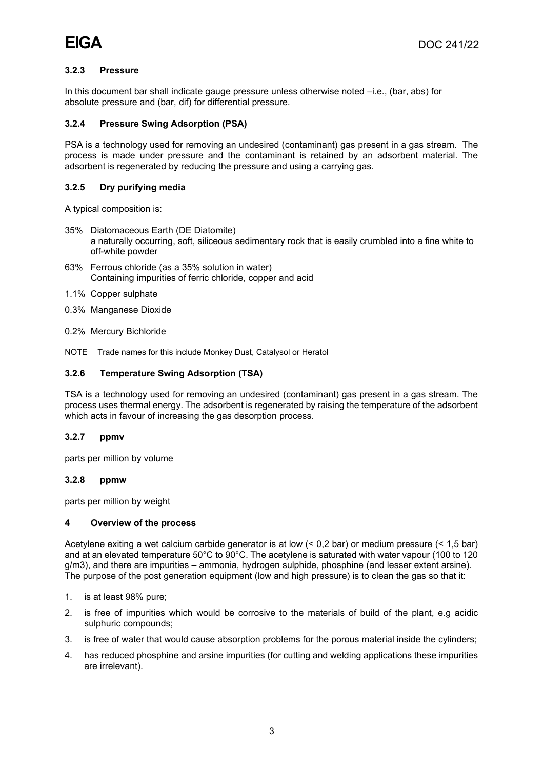### 3.2.3 Pressure

In this document bar shall indicate gauge pressure unless otherwise noted –i.e., (bar, abs) for absolute pressure and (bar, dif) for differential pressure.

### 3.2.4 Pressure Swing Adsorption (PSA)

PSA is a technology used for removing an undesired (contaminant) gas present in a gas stream. The process is made under pressure and the contaminant is retained by an adsorbent material. The adsorbent is regenerated by reducing the pressure and using a carrying gas.

### 3.2.5 Dry purifying media

A typical composition is:

- 35% Diatomaceous Earth (DE Diatomite)
  a naturally occurring, soft, siliceous sedimentary rock that is easily crumbled into a fine white to off-white powder
- 63% Ferrous chloride (as a 35% solution in water)
  Containing impurities of ferric chloride, copper and acid
- 1.1% Copper sulphate
- 0.3% Manganese Dioxide
- 0.2% Mercury Bichloride

NOTE Trade names for this include Monkey Dust, Catalysol or Heratol

### 3.2.6 Temperature Swing Adsorption (TSA)

TSA is a technology used for removing an undesired (contaminant) gas present in a gas stream. The process uses thermal energy. The adsorbent is regenerated by raising the temperature of the adsorbent which acts in favour of increasing the gas desorption process.

### 3.2.7 ppmv

parts per million by volume

### 3.2.8 ppmw

parts per million by weight

## 4 Overview of the process

Acetylene exiting a wet calcium carbide generator is at low (< 0,2 bar) or medium pressure (< 1,5 bar) and at an elevated temperature 50°C to 90°C. The acetylene is saturated with water vapour (100 to 120 g/m3), and there are impurities – ammonia, hydrogen sulphide, phosphine (and lesser extent arsine). The purpose of the post generation equipment (low and high pressure) is to clean the gas so that it:

1. is at least 98% pure;
2. is free of impurities which would be corrosive to the materials of build of the plant, e.g acidic sulphuric compounds;
3. is free of water that would cause absorption problems for the porous material inside the cylinders;
4. has reduced phosphine and arsine impurities (for cutting and welding applications these impurities are irrelevant).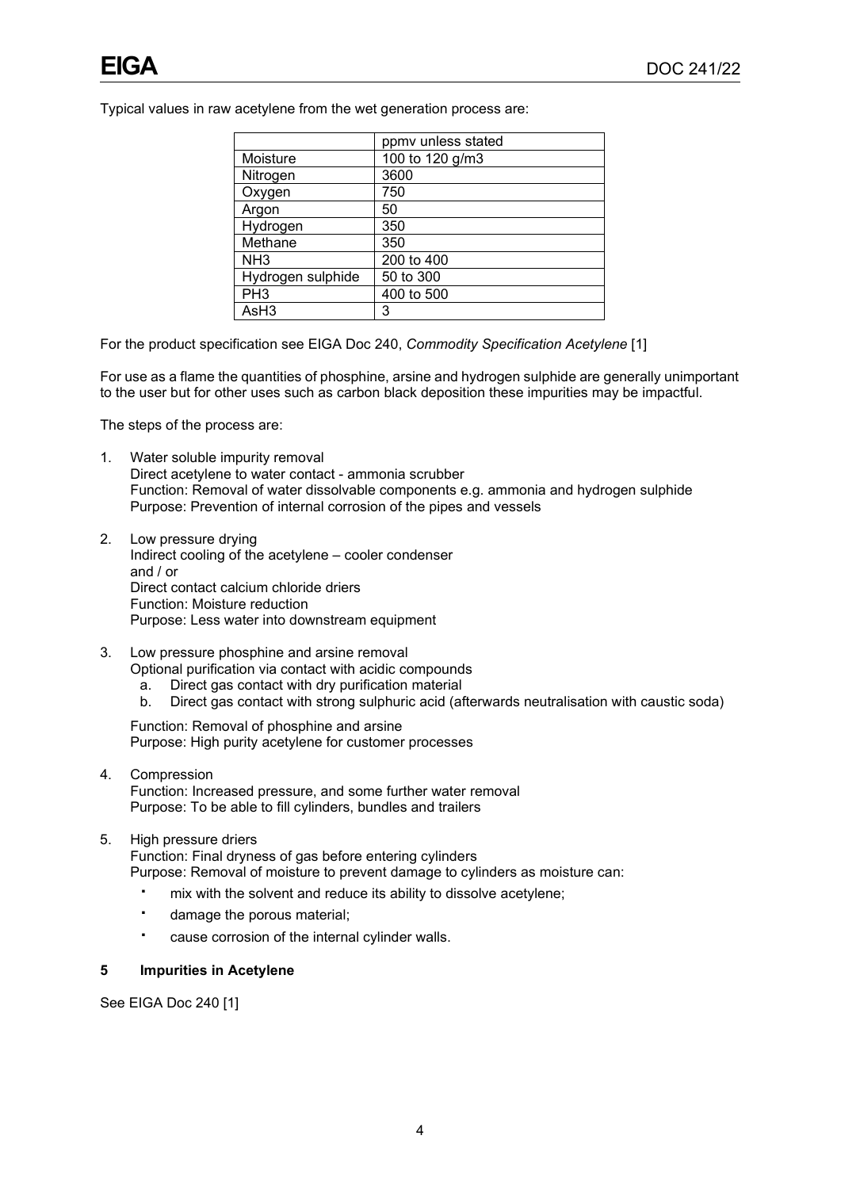Typical values in raw acetylene from the wet generation process are:

| | ppmv unless stated |
|---|---|
| Moisture | 100 to 120 g/m3 |
| Nitrogen | 3600 |
| Oxygen | 750 |
| Argon | 50 |
| Hydrogen | 350 |
| Methane | 350 |
| $NH_3$ | 200 to 400 |
| Hydrogen sulphide | 50 to 300 |
| $PH_3$ | 400 to 500 |
| $AsH_3$ | 3 |

For the product specification see EIGA Doc 240, *Commodity Specification Acetylene* [1]

For use as a flame the quantities of phosphine, arsine and hydrogen sulphide are generally unimportant to the user but for other uses such as carbon black deposition these impurities may be impactful.

The steps of the process are:

1. Water soluble impurity removal
   Direct acetylene to water contact - ammonia scrubber
   Function: Removal of water dissolvable components e.g. ammonia and hydrogen sulphide
   Purpose: Prevention of internal corrosion of the pipes and vessels

2. Low pressure drying
   Indirect cooling of the acetylene – cooler condenser
   and / or
   Direct contact calcium chloride driers
   Function: Moisture reduction
   Purpose: Less water into downstream equipment

3. Low pressure phosphine and arsine removal
   Optional purification via contact with acidic compounds
   a. Direct gas contact with dry purification material
   b. Direct gas contact with strong sulphuric acid (afterwards neutralisation with caustic soda)

   Function: Removal of phosphine and arsine
   Purpose: High purity acetylene for customer processes

4. Compression
   Function: Increased pressure, and some further water removal
   Purpose: To be able to fill cylinders, bundles and trailers

5. High pressure driers
   Function: Final dryness of gas before entering cylinders
   Purpose: Removal of moisture to prevent damage to cylinders as moisture can:
   - mix with the solvent and reduce its ability to dissolve acetylene;
   - damage the porous material;
   - cause corrosion of the internal cylinder walls.

## 5 Impurities in Acetylene

See EIGA Doc 240 [1]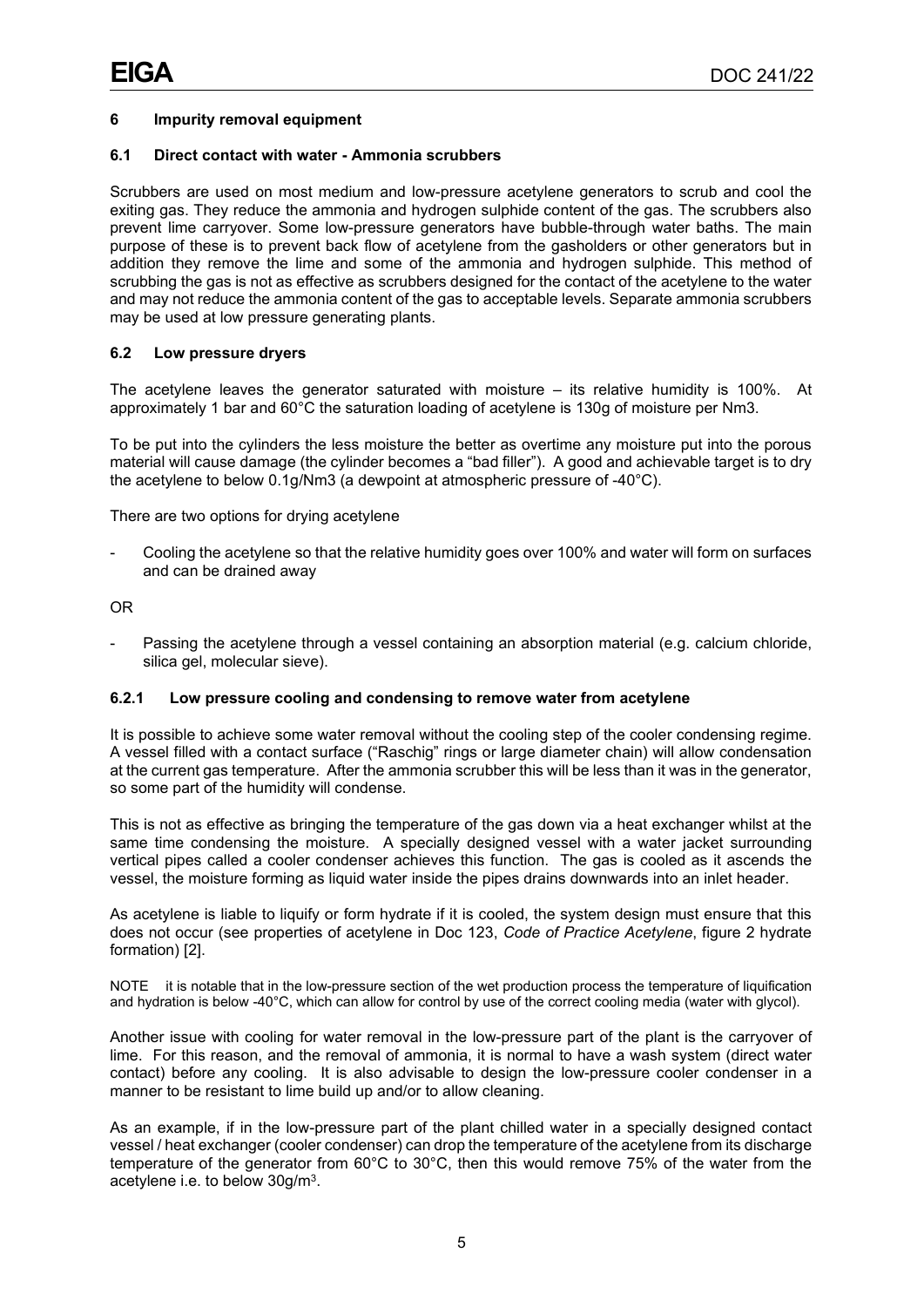## 6 Impurity removal equipment

### 6.1 Direct contact with water - Ammonia scrubbers

Scrubbers are used on most medium and low-pressure acetylene generators to scrub and cool the exiting gas. They reduce the ammonia and hydrogen sulphide content of the gas. The scrubbers also prevent lime carryover. Some low-pressure generators have bubble-through water baths. The main purpose of these is to prevent back flow of acetylene from the gasholders or other generators but in addition they remove the lime and some of the ammonia and hydrogen sulphide. This method of scrubbing the gas is not as effective as scrubbers designed for the contact of the acetylene to the water and may not reduce the ammonia content of the gas to acceptable levels. Separate ammonia scrubbers may be used at low pressure generating plants.

### 6.2 Low pressure dryers

The acetylene leaves the generator saturated with moisture – its relative humidity is 100%. At approximately 1 bar and 60°C the saturation loading of acetylene is 130g of moisture per Nm3.

To be put into the cylinders the less moisture the better as overtime any moisture put into the porous material will cause damage (the cylinder becomes a "bad filler"). A good and achievable target is to dry the acetylene to below 0.1g/Nm3 (a dewpoint at atmospheric pressure of -40°C).

There are two options for drying acetylene

- Cooling the acetylene so that the relative humidity goes over 100% and water will form on surfaces and can be drained away

OR

- Passing the acetylene through a vessel containing an absorption material (e.g. calcium chloride, silica gel, molecular sieve).

#### 6.2.1 Low pressure cooling and condensing to remove water from acetylene

It is possible to achieve some water removal without the cooling step of the cooler condensing regime. A vessel filled with a contact surface ("Raschig" rings or large diameter chain) will allow condensation at the current gas temperature. After the ammonia scrubber this will be less than it was in the generator, so some part of the humidity will condense.

This is not as effective as bringing the temperature of the gas down via a heat exchanger whilst at the same time condensing the moisture. A specially designed vessel with a water jacket surrounding vertical pipes called a cooler condenser achieves this function. The gas is cooled as it ascends the vessel, the moisture forming as liquid water inside the pipes drains downwards into an inlet header.

As acetylene is liable to liquify or form hydrate if it is cooled, the system design must ensure that this does not occur (see properties of acetylene in Doc 123, *Code of Practice Acetylene*, figure 2 hydrate formation) [2].

NOTE it is notable that in the low-pressure section of the wet production process the temperature of liquification and hydration is below -40°C, which can allow for control by use of the correct cooling media (water with glycol).

Another issue with cooling for water removal in the low-pressure part of the plant is the carryover of lime. For this reason, and the removal of ammonia, it is normal to have a wash system (direct water contact) before any cooling. It is also advisable to design the low-pressure cooler condenser in a manner to be resistant to lime build up and/or to allow cleaning.

As an example, if in the low-pressure part of the plant chilled water in a specially designed contact vessel / heat exchanger (cooler condenser) can drop the temperature of the acetylene from its discharge temperature of the generator from 60°C to 30°C, then this would remove 75% of the water from the acetylene i.e. to below 30g/m$^3$.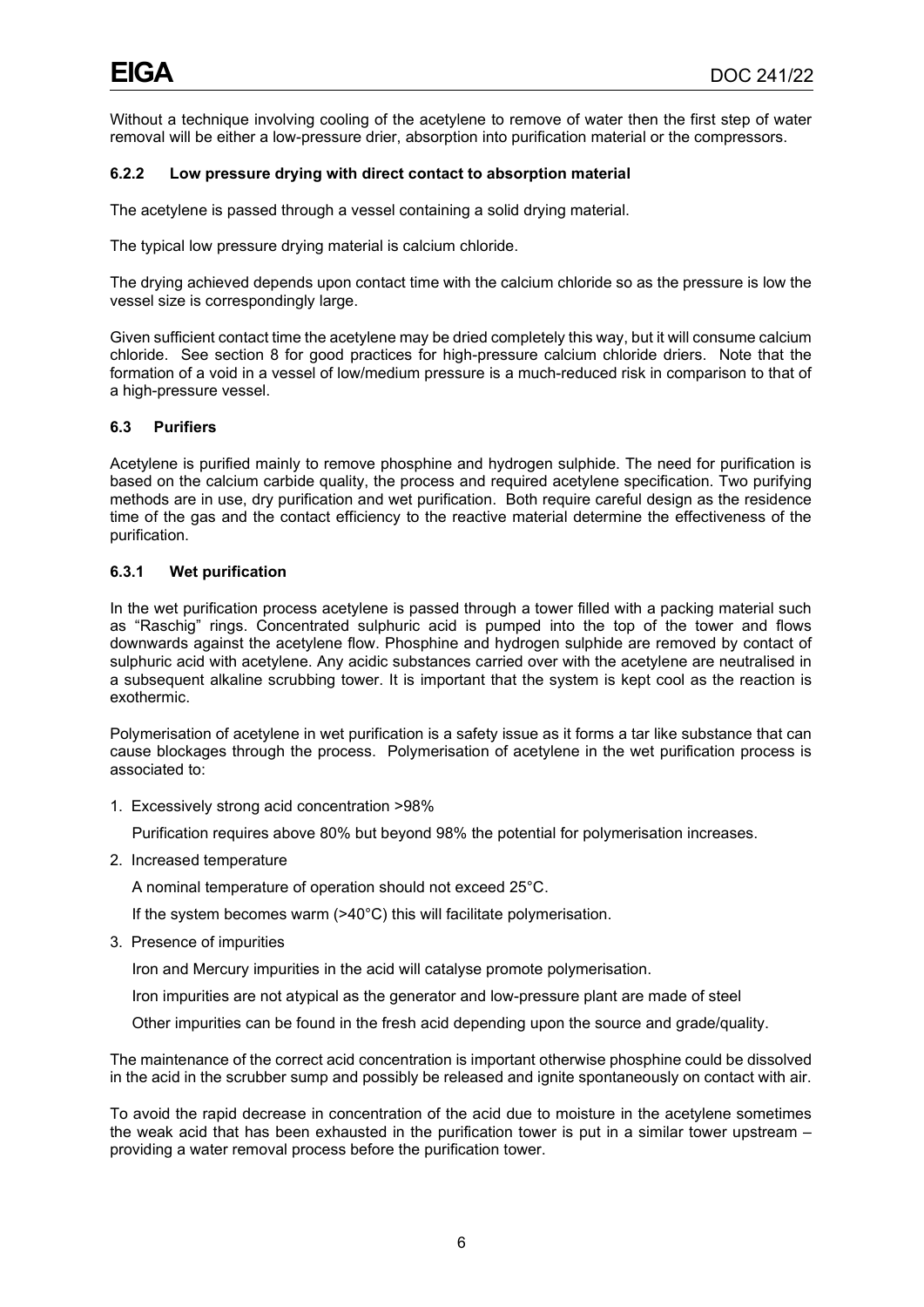Without a technique involving cooling of the acetylene to remove of water then the first step of water removal will be either a low-pressure drier, absorption into purification material or the compressors.

#### 6.2.2 Low pressure drying with direct contact to absorption material

The acetylene is passed through a vessel containing a solid drying material.

The typical low pressure drying material is calcium chloride.

The drying achieved depends upon contact time with the calcium chloride so as the pressure is low the vessel size is correspondingly large.

Given sufficient contact time the acetylene may be dried completely this way, but it will consume calcium chloride. See section 8 for good practices for high-pressure calcium chloride driers. Note that the formation of a void in a vessel of low/medium pressure is a much-reduced risk in comparison to that of a high-pressure vessel.

### 6.3 Purifiers

Acetylene is purified mainly to remove phosphine and hydrogen sulphide. The need for purification is based on the calcium carbide quality, the process and required acetylene specification. Two purifying methods are in use, dry purification and wet purification. Both require careful design as the residence time of the gas and the contact efficiency to the reactive material determine the effectiveness of the purification.

#### 6.3.1 Wet purification

In the wet purification process acetylene is passed through a tower filled with a packing material such as "Raschig" rings. Concentrated sulphuric acid is pumped into the top of the tower and flows downwards against the acetylene flow. Phosphine and hydrogen sulphide are removed by contact of sulphuric acid with acetylene. Any acidic substances carried over with the acetylene are neutralised in a subsequent alkaline scrubbing tower. It is important that the system is kept cool as the reaction is exothermic.

Polymerisation of acetylene in wet purification is a safety issue as it forms a tar like substance that can cause blockages through the process. Polymerisation of acetylene in the wet purification process is associated to:

1. Excessively strong acid concentration >98%

   Purification requires above 80% but beyond 98% the potential for polymerisation increases.

2. Increased temperature

   A nominal temperature of operation should not exceed 25°C.

   If the system becomes warm (>40°C) this will facilitate polymerisation.

3. Presence of impurities

   Iron and Mercury impurities in the acid will catalyse promote polymerisation.

   Iron impurities are not atypical as the generator and low-pressure plant are made of steel

   Other impurities can be found in the fresh acid depending upon the source and grade/quality.

The maintenance of the correct acid concentration is important otherwise phosphine could be dissolved in the acid in the scrubber sump and possibly be released and ignite spontaneously on contact with air.

To avoid the rapid decrease in concentration of the acid due to moisture in the acetylene sometimes the weak acid that has been exhausted in the purification tower is put in a similar tower upstream – providing a water removal process before the purification tower.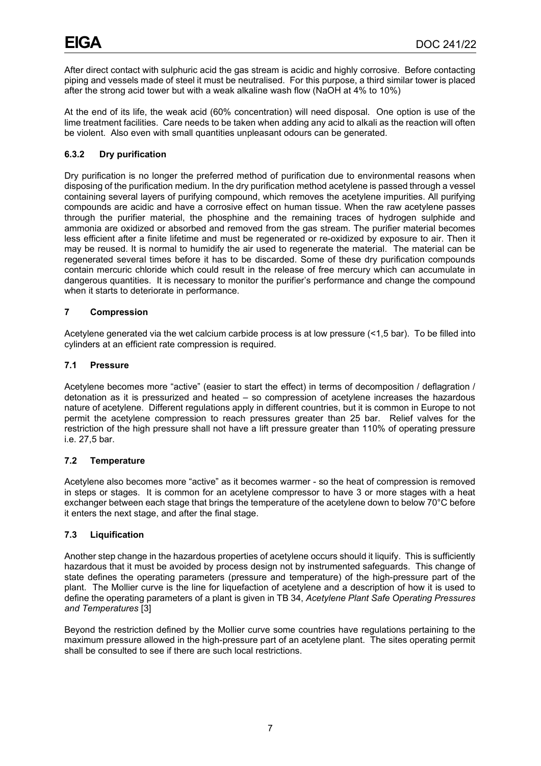After direct contact with sulphuric acid the gas stream is acidic and highly corrosive. Before contacting piping and vessels made of steel it must be neutralised. For this purpose, a third similar tower is placed after the strong acid tower but with a weak alkaline wash flow (NaOH at 4% to 10%)

At the end of its life, the weak acid (60% concentration) will need disposal. One option is use of the lime treatment facilities. Care needs to be taken when adding any acid to alkali as the reaction will often be violent. Also even with small quantities unpleasant odours can be generated.

### 6.3.2 Dry purification

Dry purification is no longer the preferred method of purification due to environmental reasons when disposing of the purification medium. In the dry purification method acetylene is passed through a vessel containing several layers of purifying compound, which removes the acetylene impurities. All purifying compounds are acidic and have a corrosive effect on human tissue. When the raw acetylene passes through the purifier material, the phosphine and the remaining traces of hydrogen sulphide and ammonia are oxidized or absorbed and removed from the gas stream. The purifier material becomes less efficient after a finite lifetime and must be regenerated or re-oxidized by exposure to air. Then it may be reused. It is normal to humidify the air used to regenerate the material. The material can be regenerated several times before it has to be discarded. Some of these dry purification compounds contain mercuric chloride which could result in the release of free mercury which can accumulate in dangerous quantities. It is necessary to monitor the purifier's performance and change the compound when it starts to deteriorate in performance.

## 7 Compression

Acetylene generated via the wet calcium carbide process is at low pressure (<1,5 bar). To be filled into cylinders at an efficient rate compression is required.

### 7.1 Pressure

Acetylene becomes more "active" (easier to start the effect) in terms of decomposition / deflagration / detonation as it is pressurized and heated – so compression of acetylene increases the hazardous nature of acetylene. Different regulations apply in different countries, but it is common in Europe to not permit the acetylene compression to reach pressures greater than 25 bar. Relief valves for the restriction of the high pressure shall not have a lift pressure greater than 110% of operating pressure i.e. 27,5 bar.

### 7.2 Temperature

Acetylene also becomes more "active" as it becomes warmer - so the heat of compression is removed in steps or stages. It is common for an acetylene compressor to have 3 or more stages with a heat exchanger between each stage that brings the temperature of the acetylene down to below 70°C before it enters the next stage, and after the final stage.

### 7.3 Liquification

Another step change in the hazardous properties of acetylene occurs should it liquify. This is sufficiently hazardous that it must be avoided by process design not by instrumented safeguards. This change of state defines the operating parameters (pressure and temperature) of the high-pressure part of the plant. The Mollier curve is the line for liquefaction of acetylene and a description of how it is used to define the operating parameters of a plant is given in TB 34, *Acetylene Plant Safe Operating Pressures and Temperatures* [3]

Beyond the restriction defined by the Mollier curve some countries have regulations pertaining to the maximum pressure allowed in the high-pressure part of an acetylene plant. The sites operating permit shall be consulted to see if there are such local restrictions.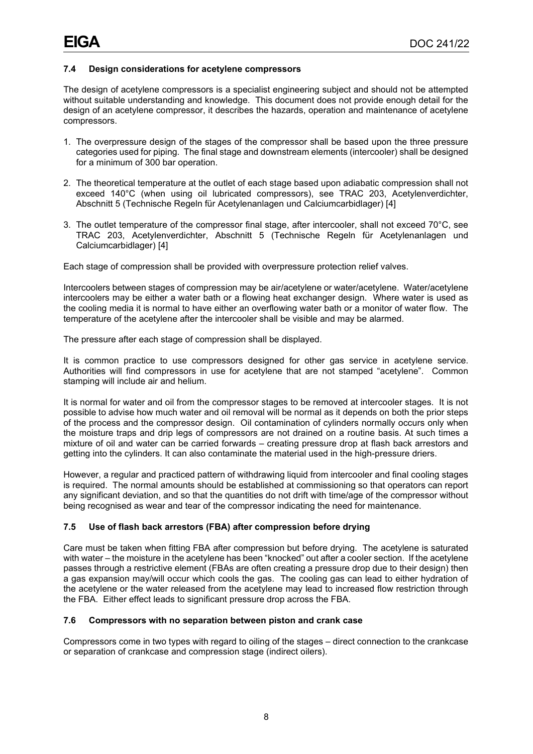### 7.4 Design considerations for acetylene compressors

The design of acetylene compressors is a specialist engineering subject and should not be attempted without suitable understanding and knowledge. This document does not provide enough detail for the design of an acetylene compressor, it describes the hazards, operation and maintenance of acetylene compressors.

1. The overpressure design of the stages of the compressor shall be based upon the three pressure categories used for piping. The final stage and downstream elements (intercooler) shall be designed for a minimum of 300 bar operation.
2. The theoretical temperature at the outlet of each stage based upon adiabatic compression shall not exceed 140°C (when using oil lubricated compressors), see TRAC 203, Acetylenverdichter, Abschnitt 5 (Technische Regeln für Acetylenanlagen und Calciumcarbidlager) [4]
3. The outlet temperature of the compressor final stage, after intercooler, shall not exceed 70°C, see TRAC 203, Acetylenverdichter, Abschnitt 5 (Technische Regeln für Acetylenanlagen und Calciumcarbidlager) [4]

Each stage of compression shall be provided with overpressure protection relief valves.

Intercoolers between stages of compression may be air/acetylene or water/acetylene. Water/acetylene intercoolers may be either a water bath or a flowing heat exchanger design. Where water is used as the cooling media it is normal to have either an overflowing water bath or a monitor of water flow. The temperature of the acetylene after the intercooler shall be visible and may be alarmed.

The pressure after each stage of compression shall be displayed.

It is common practice to use compressors designed for other gas service in acetylene service. Authorities will find compressors in use for acetylene that are not stamped "acetylene". Common stamping will include air and helium.

It is normal for water and oil from the compressor stages to be removed at intercooler stages. It is not possible to advise how much water and oil removal will be normal as it depends on both the prior steps of the process and the compressor design. Oil contamination of cylinders normally occurs only when the moisture traps and drip legs of compressors are not drained on a routine basis. At such times a mixture of oil and water can be carried forwards – creating pressure drop at flash back arrestors and getting into the cylinders. It can also contaminate the material used in the high-pressure driers.

However, a regular and practiced pattern of withdrawing liquid from intercooler and final cooling stages is required. The normal amounts should be established at commissioning so that operators can report any significant deviation, and so that the quantities do not drift with time/age of the compressor without being recognised as wear and tear of the compressor indicating the need for maintenance.

### 7.5 Use of flash back arrestors (FBA) after compression before drying

Care must be taken when fitting FBA after compression but before drying. The acetylene is saturated with water – the moisture in the acetylene has been "knocked" out after a cooler section. If the acetylene passes through a restrictive element (FBAs are often creating a pressure drop due to their design) then a gas expansion may/will occur which cools the gas. The cooling gas can lead to either hydration of the acetylene or the water released from the acetylene may lead to increased flow restriction through the FBA. Either effect leads to significant pressure drop across the FBA.

### 7.6 Compressors with no separation between piston and crank case

Compressors come in two types with regard to oiling of the stages – direct connection to the crankcase or separation of crankcase and compression stage (indirect oilers).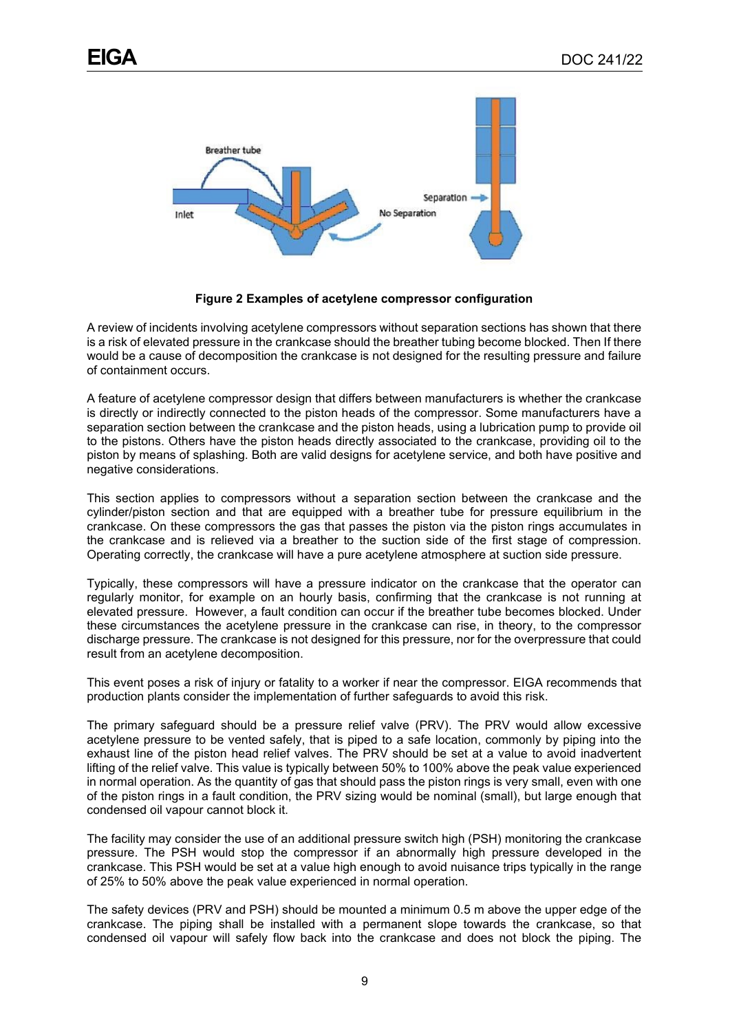**Figure 2 Examples of acetylene compressor configuration**

A review of incidents involving acetylene compressors without separation sections has shown that there is a risk of elevated pressure in the crankcase should the breather tubing become blocked. Then If there would be a cause of decomposition the crankcase is not designed for the resulting pressure and failure of containment occurs.

A feature of acetylene compressor design that differs between manufacturers is whether the crankcase is directly or indirectly connected to the piston heads of the compressor. Some manufacturers have a separation section between the crankcase and the piston heads, using a lubrication pump to provide oil to the pistons. Others have the piston heads directly associated to the crankcase, providing oil to the piston by means of splashing. Both are valid designs for acetylene service, and both have positive and negative considerations.

This section applies to compressors without a separation section between the crankcase and the cylinder/piston section and that are equipped with a breather tube for pressure equilibrium in the crankcase. On these compressors the gas that passes the piston via the piston rings accumulates in the crankcase and is relieved via a breather to the suction side of the first stage of compression. Operating correctly, the crankcase will have a pure acetylene atmosphere at suction side pressure.

Typically, these compressors will have a pressure indicator on the crankcase that the operator can regularly monitor, for example on an hourly basis, confirming that the crankcase is not running at elevated pressure. However, a fault condition can occur if the breather tube becomes blocked. Under these circumstances the acetylene pressure in the crankcase can rise, in theory, to the compressor discharge pressure. The crankcase is not designed for this pressure, nor for the overpressure that could result from an acetylene decomposition.

This event poses a risk of injury or fatality to a worker if near the compressor. EIGA recommends that production plants consider the implementation of further safeguards to avoid this risk.

The primary safeguard should be a pressure relief valve (PRV). The PRV would allow excessive acetylene pressure to be vented safely, that is piped to a safe location, commonly by piping into the exhaust line of the piston head relief valves. The PRV should be set at a value to avoid inadvertent lifting of the relief valve. This value is typically between 50% to 100% above the peak value experienced in normal operation. As the quantity of gas that should pass the piston rings is very small, even with one of the piston rings in a fault condition, the PRV sizing would be nominal (small), but large enough that condensed oil vapour cannot block it.

The facility may consider the use of an additional pressure switch high (PSH) monitoring the crankcase pressure. The PSH would stop the compressor if an abnormally high pressure developed in the crankcase. This PSH would be set at a value high enough to avoid nuisance trips typically in the range of 25% to 50% above the peak value experienced in normal operation.

The safety devices (PRV and PSH) should be mounted a minimum 0.5 m above the upper edge of the crankcase. The piping shall be installed with a permanent slope towards the crankcase, so that condensed oil vapour will safely flow back into the crankcase and does not block the piping. The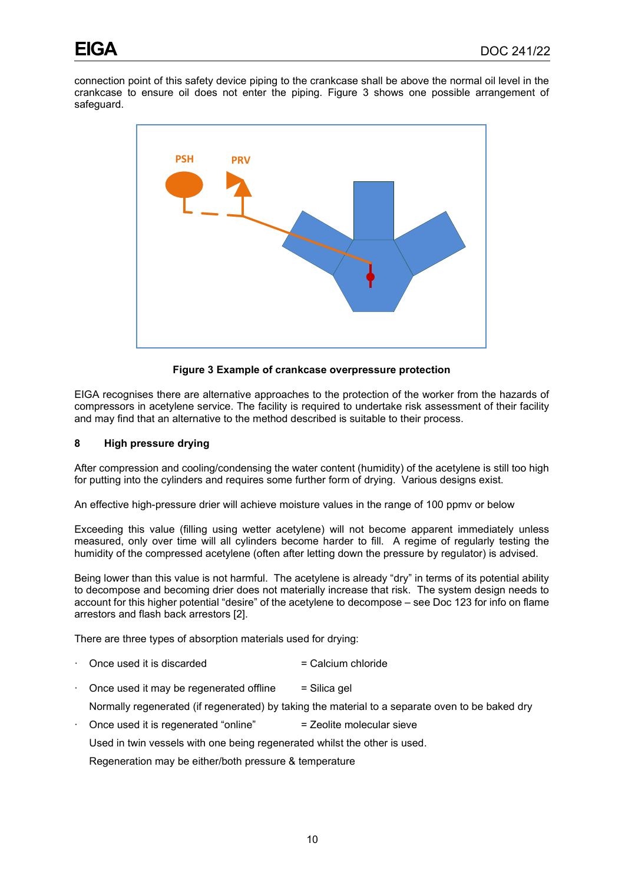connection point of this safety device piping to the crankcase shall be above the normal oil level in the crankcase to ensure oil does not enter the piping. Figure 3 shows one possible arrangement of safeguard.

**Figure 3 Example of crankcase overpressure protection**

EIGA recognises there are alternative approaches to the protection of the worker from the hazards of compressors in acetylene service. The facility is required to undertake risk assessment of their facility and may find that an alternative to the method described is suitable to their process.

## 8 High pressure drying

After compression and cooling/condensing the water content (humidity) of the acetylene is still too high for putting into the cylinders and requires some further form of drying. Various designs exist.

An effective high-pressure drier will achieve moisture values in the range of 100 ppmv or below

Exceeding this value (filling using wetter acetylene) will not become apparent immediately unless measured, only over time will all cylinders become harder to fill. A regime of regularly testing the humidity of the compressed acetylene (often after letting down the pressure by regulator) is advised.

Being lower than this value is not harmful. The acetylene is already "dry" in terms of its potential ability to decompose and becoming drier does not materially increase that risk. The system design needs to account for this higher potential "desire" of the acetylene to decompose – see Doc 123 for info on flame arrestors and flash back arrestors [2].

There are three types of absorption materials used for drying:

- Once used it is discarded = Calcium chloride
- Once used it may be regenerated offline = Silica gel

  Normally regenerated (if regenerated) by taking the material to a separate oven to be baked dry
- Once used it is regenerated "online" = Zeolite molecular sieve

  Used in twin vessels with one being regenerated whilst the other is used.

  Regeneration may be either/both pressure & temperature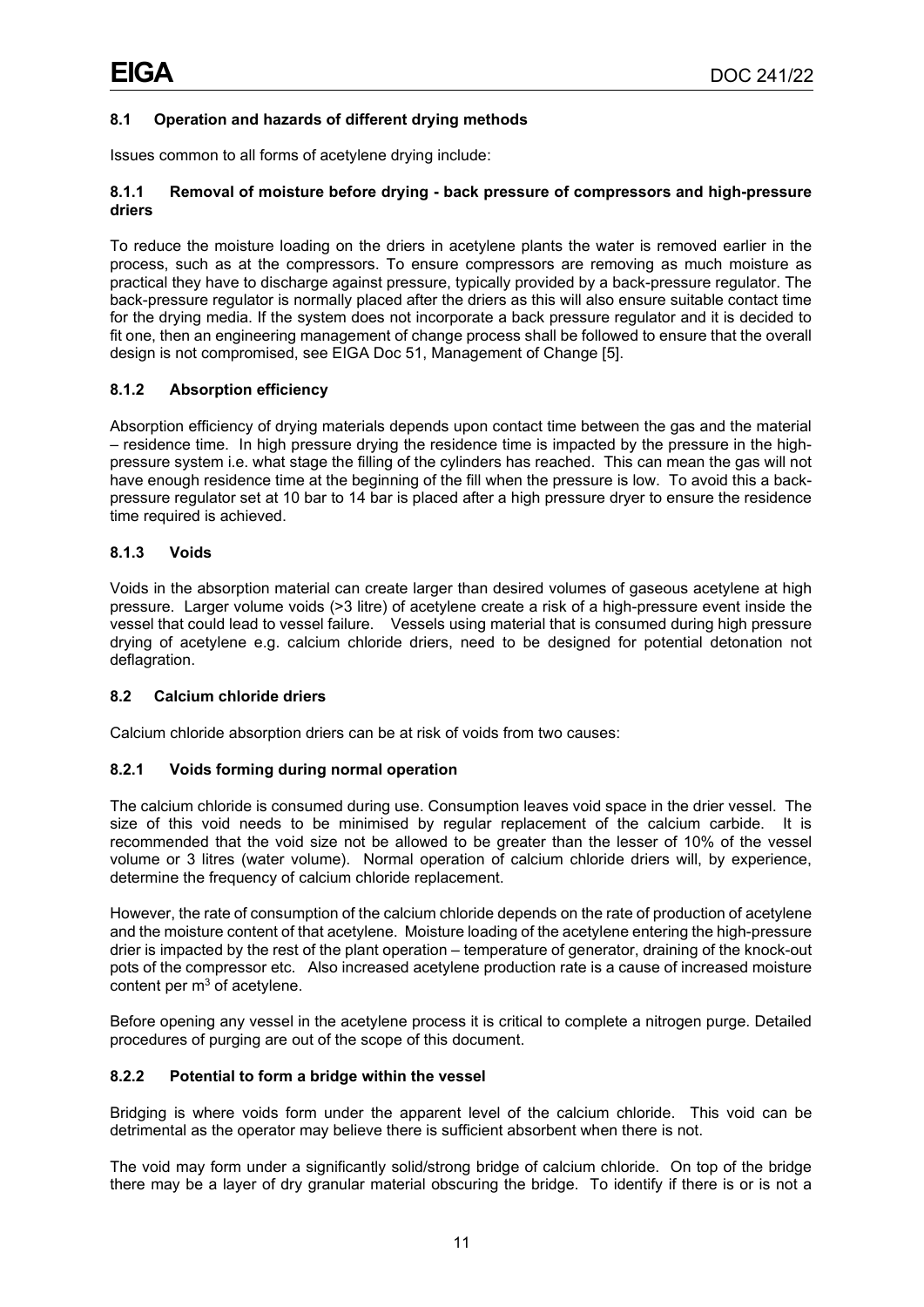### 8.1 Operation and hazards of different drying methods

Issues common to all forms of acetylene drying include:

#### 8.1.1 Removal of moisture before drying - back pressure of compressors and high-pressure driers

To reduce the moisture loading on the driers in acetylene plants the water is removed earlier in the process, such as at the compressors. To ensure compressors are removing as much moisture as practical they have to discharge against pressure, typically provided by a back-pressure regulator. The back-pressure regulator is normally placed after the driers as this will also ensure suitable contact time for the drying media. If the system does not incorporate a back pressure regulator and it is decided to fit one, then an engineering management of change process shall be followed to ensure that the overall design is not compromised, see EIGA Doc 51, Management of Change [5].

#### 8.1.2 Absorption efficiency

Absorption efficiency of drying materials depends upon contact time between the gas and the material – residence time. In high pressure drying the residence time is impacted by the pressure in the high-pressure system i.e. what stage the filling of the cylinders has reached. This can mean the gas will not have enough residence time at the beginning of the fill when the pressure is low. To avoid this a back-pressure regulator set at 10 bar to 14 bar is placed after a high pressure dryer to ensure the residence time required is achieved.

#### 8.1.3 Voids

Voids in the absorption material can create larger than desired volumes of gaseous acetylene at high pressure. Larger volume voids (>3 litre) of acetylene create a risk of a high-pressure event inside the vessel that could lead to vessel failure. Vessels using material that is consumed during high pressure drying of acetylene e.g. calcium chloride driers, need to be designed for potential detonation not deflagration.

### 8.2 Calcium chloride driers

Calcium chloride absorption driers can be at risk of voids from two causes:

#### 8.2.1 Voids forming during normal operation

The calcium chloride is consumed during use. Consumption leaves void space in the drier vessel. The size of this void needs to be minimised by regular replacement of the calcium carbide. It is recommended that the void size not be allowed to be greater than the lesser of 10% of the vessel volume or 3 litres (water volume). Normal operation of calcium chloride driers will, by experience, determine the frequency of calcium chloride replacement.

However, the rate of consumption of the calcium chloride depends on the rate of production of acetylene and the moisture content of that acetylene. Moisture loading of the acetylene entering the high-pressure drier is impacted by the rest of the plant operation – temperature of generator, draining of the knock-out pots of the compressor etc. Also increased acetylene production rate is a cause of increased moisture content per $m^3$ of acetylene.

Before opening any vessel in the acetylene process it is critical to complete a nitrogen purge. Detailed procedures of purging are out of the scope of this document.

#### 8.2.2 Potential to form a bridge within the vessel

Bridging is where voids form under the apparent level of the calcium chloride. This void can be detrimental as the operator may believe there is sufficient absorbent when there is not.

The void may form under a significantly solid/strong bridge of calcium chloride. On top of the bridge there may be a layer of dry granular material obscuring the bridge. To identify if there is or is not a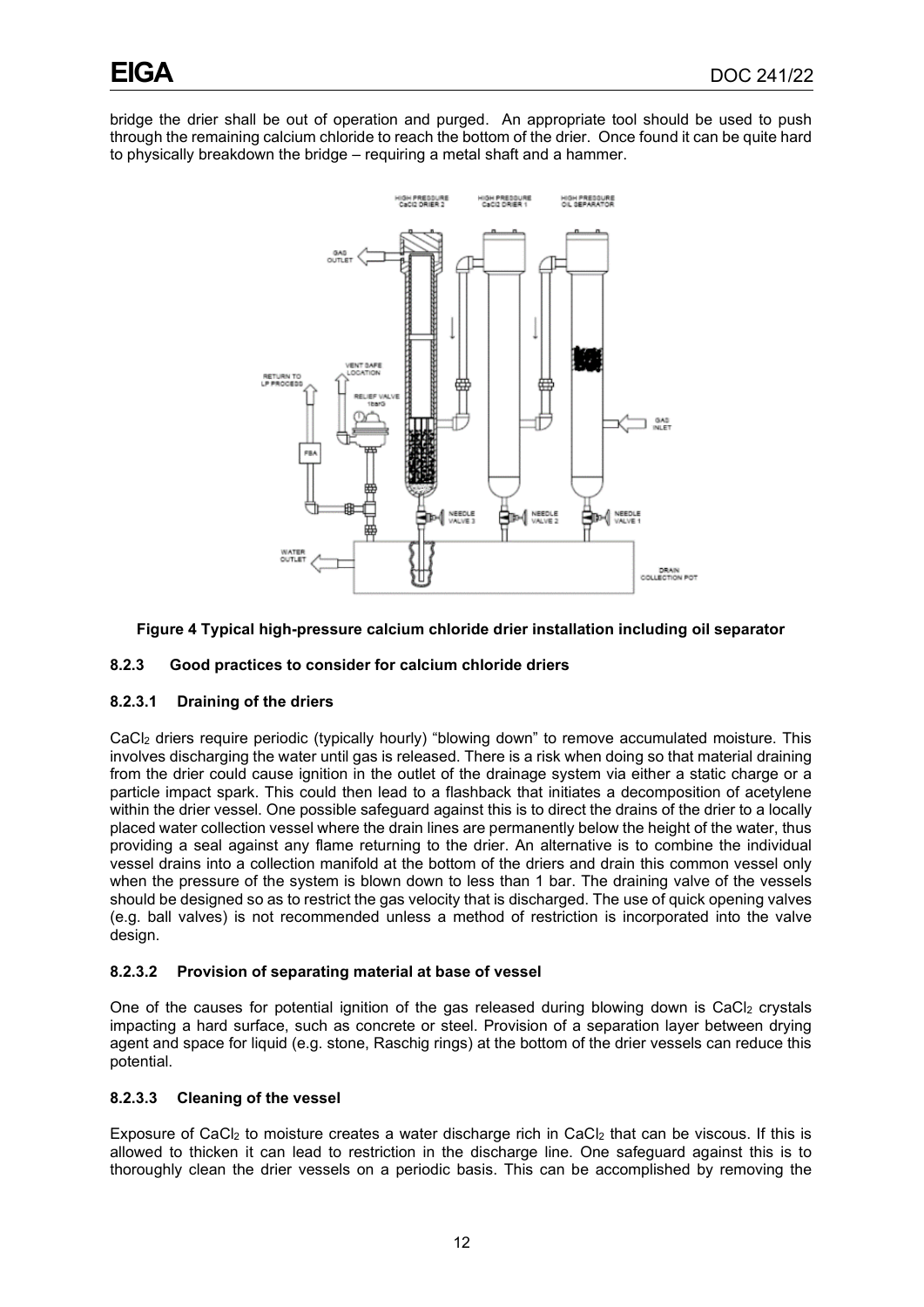bridge the drier shall be out of operation and purged. An appropriate tool should be used to push through the remaining calcium chloride to reach the bottom of the drier. Once found it can be quite hard to physically breakdown the bridge – requiring a metal shaft and a hammer.

**Figure 4 Typical high-pressure calcium chloride drier installation including oil separator**

### 8.2.3 Good practices to consider for calcium chloride driers

#### 8.2.3.1 Draining of the driers

$CaCl_2$ driers require periodic (typically hourly) "blowing down" to remove accumulated moisture. This involves discharging the water until gas is released. There is a risk when doing so that material draining from the drier could cause ignition in the outlet of the drainage system via either a static charge or a particle impact spark. This could then lead to a flashback that initiates a decomposition of acetylene within the drier vessel. One possible safeguard against this is to direct the drains of the drier to a locally placed water collection vessel where the drain lines are permanently below the height of the water, thus providing a seal against any flame returning to the drier. An alternative is to combine the individual vessel drains into a collection manifold at the bottom of the driers and drain this common vessel only when the pressure of the system is blown down to less than 1 bar. The draining valve of the vessels should be designed so as to restrict the gas velocity that is discharged. The use of quick opening valves (e.g. ball valves) is not recommended unless a method of restriction is incorporated into the valve design.

#### 8.2.3.2 Provision of separating material at base of vessel

One of the causes for potential ignition of the gas released during blowing down is $CaCl_2$ crystals impacting a hard surface, such as concrete or steel. Provision of a separation layer between drying agent and space for liquid (e.g. stone, Raschig rings) at the bottom of the drier vessels can reduce this potential.

#### 8.2.3.3 Cleaning of the vessel

Exposure of $CaCl_2$ to moisture creates a water discharge rich in $CaCl_2$ that can be viscous. If this is allowed to thicken it can lead to restriction in the discharge line. One safeguard against this is to thoroughly clean the drier vessels on a periodic basis. This can be accomplished by removing the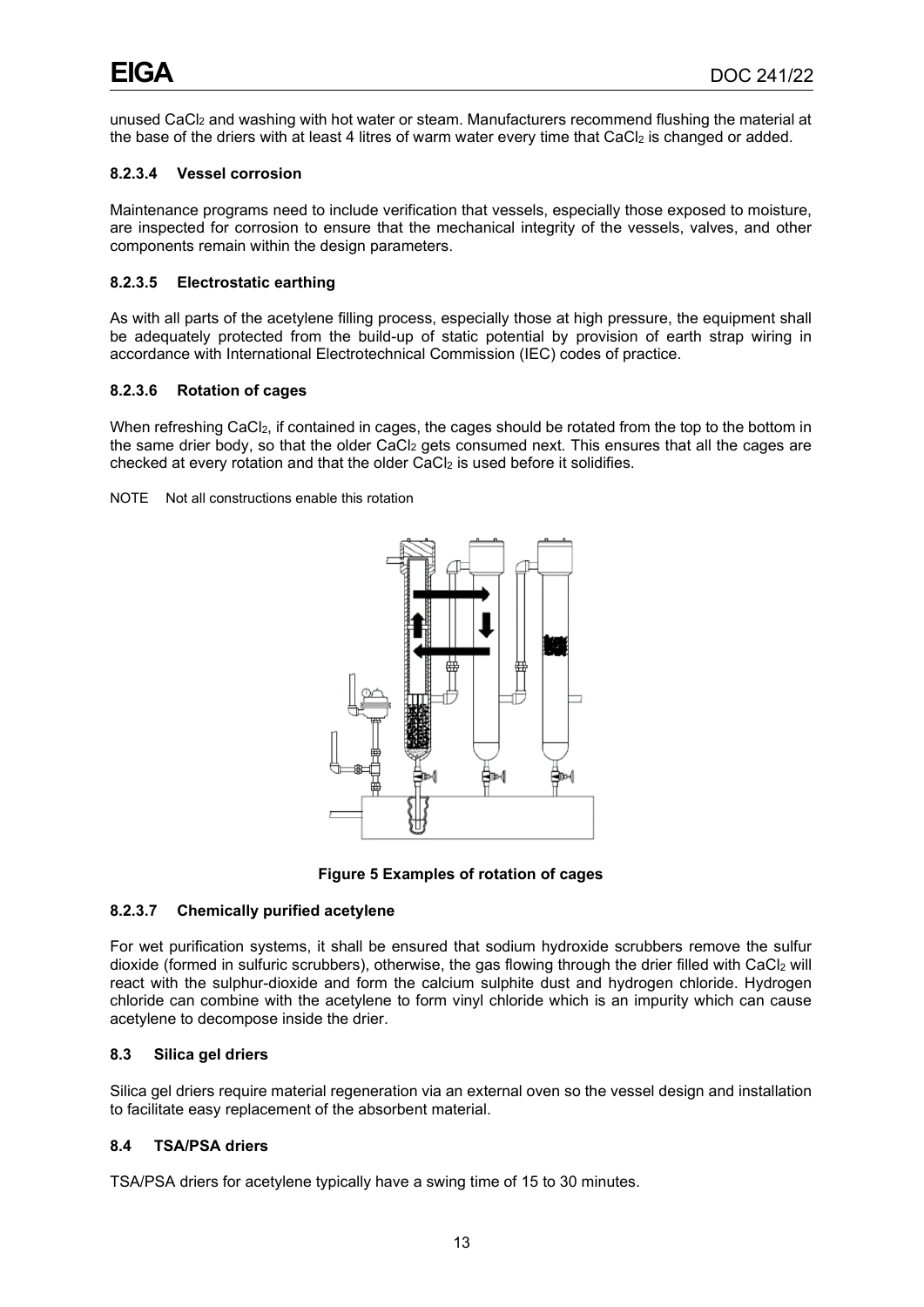unused $CaCl_2$ and washing with hot water or steam. Manufacturers recommend flushing the material at the base of the driers with at least 4 litres of warm water every time that $CaCl_2$ is changed or added.

#### 8.2.3.4 Vessel corrosion

Maintenance programs need to include verification that vessels, especially those exposed to moisture, are inspected for corrosion to ensure that the mechanical integrity of the vessels, valves, and other components remain within the design parameters.

#### 8.2.3.5 Electrostatic earthing

As with all parts of the acetylene filling process, especially those at high pressure, the equipment shall be adequately protected from the build-up of static potential by provision of earth strap wiring in accordance with International Electrotechnical Commission (IEC) codes of practice.

#### 8.2.3.6 Rotation of cages

When refreshing $CaCl_2$, if contained in cages, the cages should be rotated from the top to the bottom in the same drier body, so that the older $CaCl_2$ gets consumed next. This ensures that all the cages are checked at every rotation and that the older $CaCl_2$ is used before it solidifies.

NOTE Not all constructions enable this rotation

**Figure 5 Examples of rotation of cages**

#### 8.2.3.7 Chemically purified acetylene

For wet purification systems, it shall be ensured that sodium hydroxide scrubbers remove the sulfur dioxide (formed in sulfuric scrubbers), otherwise, the gas flowing through the drier filled with $CaCl_2$ will react with the sulphur-dioxide and form the calcium sulphite dust and hydrogen chloride. Hydrogen chloride can combine with the acetylene to form vinyl chloride which is an impurity which can cause acetylene to decompose inside the drier.

### 8.3 Silica gel driers

Silica gel driers require material regeneration via an external oven so the vessel design and installation to facilitate easy replacement of the absorbent material.

### 8.4 TSA/PSA driers

TSA/PSA driers for acetylene typically have a swing time of 15 to 30 minutes.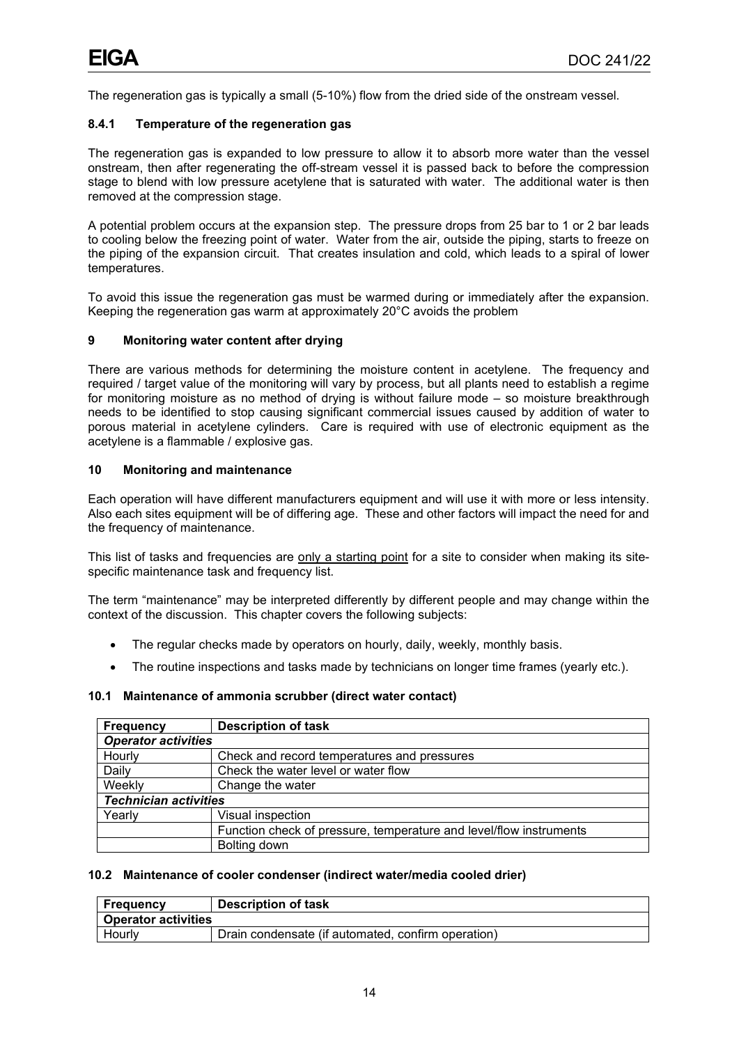The regeneration gas is typically a small (5-10%) flow from the dried side of the onstream vessel.

### 8.4.1 Temperature of the regeneration gas

The regeneration gas is expanded to low pressure to allow it to absorb more water than the vessel onstream, then after regenerating the off-stream vessel it is passed back to before the compression stage to blend with low pressure acetylene that is saturated with water. The additional water is then removed at the compression stage.

A potential problem occurs at the expansion step. The pressure drops from 25 bar to 1 or 2 bar leads to cooling below the freezing point of water. Water from the air, outside the piping, starts to freeze on the piping of the expansion circuit. That creates insulation and cold, which leads to a spiral of lower temperatures.

To avoid this issue the regeneration gas must be warmed during or immediately after the expansion. Keeping the regeneration gas warm at approximately 20°C avoids the problem

## 9 Monitoring water content after drying

There are various methods for determining the moisture content in acetylene. The frequency and required / target value of the monitoring will vary by process, but all plants need to establish a regime for monitoring moisture as no method of drying is without failure mode – so moisture breakthrough needs to be identified to stop causing significant commercial issues caused by addition of water to porous material in acetylene cylinders. Care is required with use of electronic equipment as the acetylene is a flammable / explosive gas.

## 10 Monitoring and maintenance

Each operation will have different manufacturers equipment and will use it with more or less intensity. Also each sites equipment will be of differing age. These and other factors will impact the need for and the frequency of maintenance.

This list of tasks and frequencies are only a starting point for a site to consider when making its site-specific maintenance task and frequency list.

The term "maintenance" may be interpreted differently by different people and may change within the context of the discussion. This chapter covers the following subjects:

- The regular checks made by operators on hourly, daily, weekly, monthly basis.
- The routine inspections and tasks made by technicians on longer time frames (yearly etc.).

### 10.1 Maintenance of ammonia scrubber (direct water contact)

| Frequency | Description of task |
|---|---|
| ***Operator activities*** | |
| Hourly | Check and record temperatures and pressures |
| Daily | Check the water level or water flow |
| Weekly | Change the water |
| ***Technician activities*** | |
| Yearly | Visual inspection |
| | Function check of pressure, temperature and level/flow instruments |
| | Bolting down |

### 10.2 Maintenance of cooler condenser (indirect water/media cooled drier)

| Frequency | Description of task |
|---|---|
| **Operator activities** | |
| Hourly | Drain condensate (if automated, confirm operation) |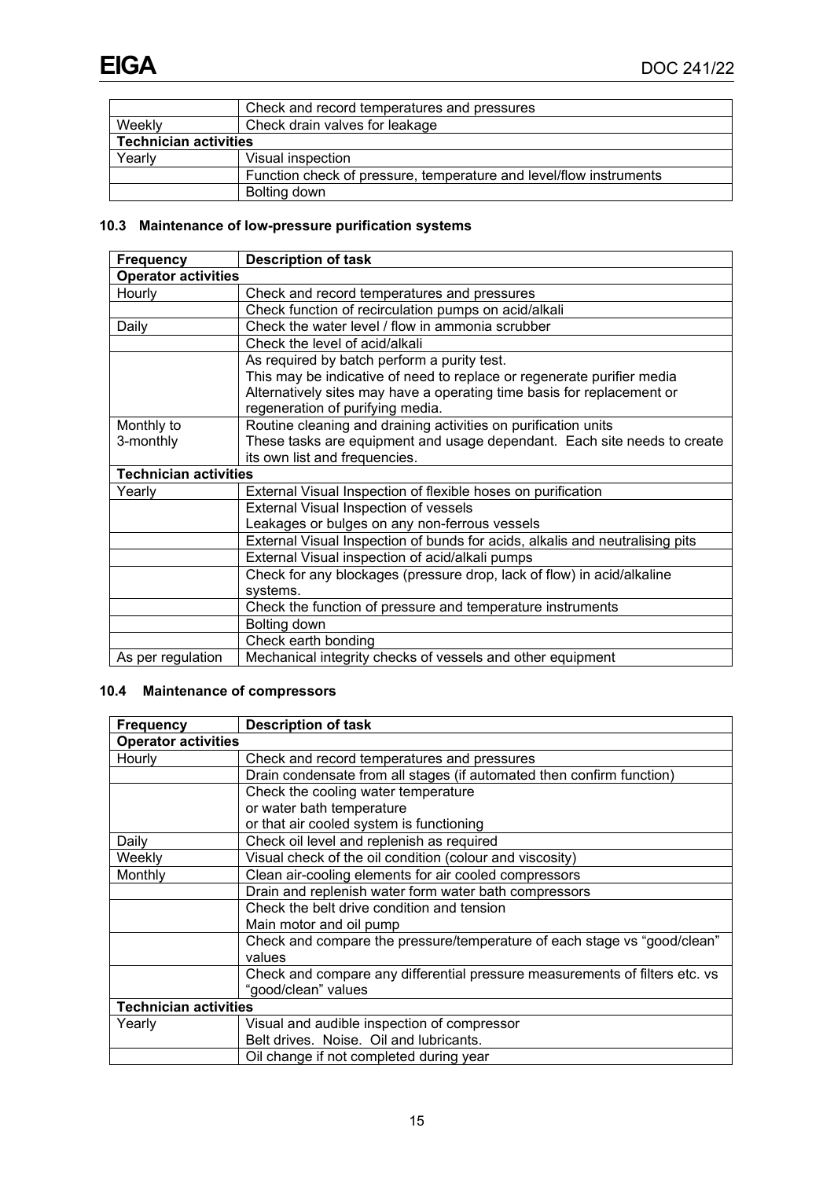|  | Check and record temperatures and pressures |
| --- | --- |
| Weekly | Check drain valves for leakage |
| **Technician activities** | |
| Yearly | Visual inspection |
|  | Function check of pressure, temperature and level/flow instruments |
|  | Bolting down |

### 10.3 Maintenance of low-pressure purification systems

| Frequency | Description of task |
| --- | --- |
| **Operator activities** | |
| Hourly | Check and record temperatures and pressures |
|  | Check function of recirculation pumps on acid/alkali |
| Daily | Check the water level / flow in ammonia scrubber |
|  | Check the level of acid/alkali |
|  | As required by batch perform a purity test.<br>This may be indicative of need to replace or regenerate purifier media<br>Alternatively sites may have a operating time basis for replacement or regeneration of purifying media. |
| Monthly to 3-monthly | Routine cleaning and draining activities on purification units<br>These tasks are equipment and usage dependant. Each site needs to create its own list and frequencies. |
| **Technician activities** | |
| Yearly | External Visual Inspection of flexible hoses on purification |
|  | External Visual Inspection of vessels<br>Leakages or bulges on any non-ferrous vessels |
|  | External Visual Inspection of bunds for acids, alkalis and neutralising pits |
|  | External Visual inspection of acid/alkali pumps |
|  | Check for any blockages (pressure drop, lack of flow) in acid/alkaline systems. |
|  | Check the function of pressure and temperature instruments |
|  | Bolting down |
|  | Check earth bonding |
| As per regulation | Mechanical integrity checks of vessels and other equipment |

### 10.4 Maintenance of compressors

| Frequency | Description of task |
| --- | --- |
| **Operator activities** | |
| Hourly | Check and record temperatures and pressures |
|  | Drain condensate from all stages (if automated then confirm function) |
|  | Check the cooling water temperature<br>or water bath temperature<br>or that air cooled system is functioning |
| Daily | Check oil level and replenish as required |
| Weekly | Visual check of the oil condition (colour and viscosity) |
| Monthly | Clean air-cooling elements for air cooled compressors |
|  | Drain and replenish water form water bath compressors |
|  | Check the belt drive condition and tension<br>Main motor and oil pump |
|  | Check and compare the pressure/temperature of each stage vs "good/clean" values |
|  | Check and compare any differential pressure measurements of filters etc. vs "good/clean" values |
| **Technician activities** | |
| Yearly | Visual and audible inspection of compressor<br>Belt drives. Noise. Oil and lubricants. |
|  | Oil change if not completed during year |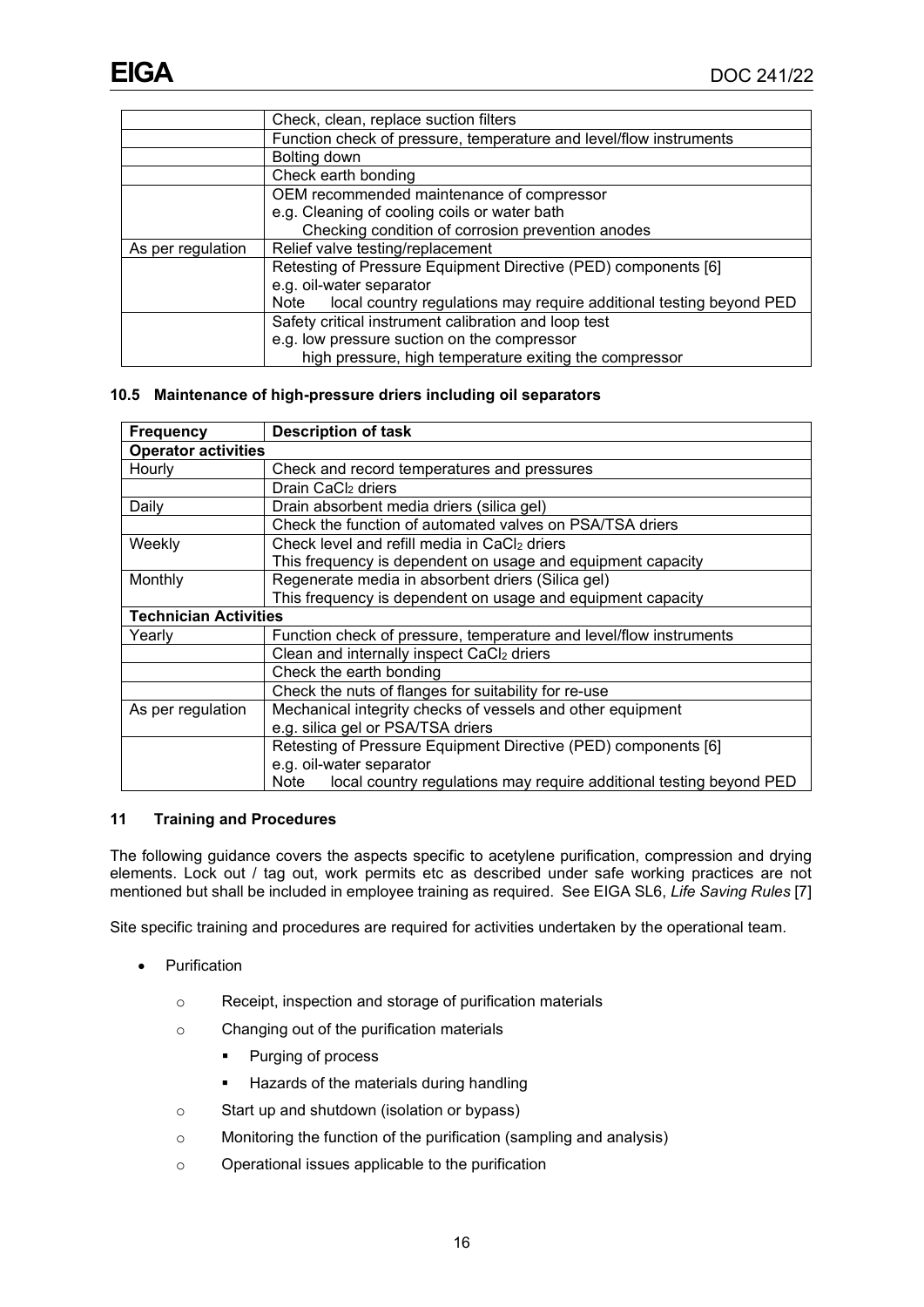| | |
|---|---|
| | Check, clean, replace suction filters |
| | Function check of pressure, temperature and level/flow instruments |
| | Bolting down |
| | Check earth bonding |
| | OEM recommended maintenance of compressor<br>e.g. Cleaning of cooling coils or water bath<br>Checking condition of corrosion prevention anodes |
| As per regulation | Relief valve testing/replacement |
| | Retesting of Pressure Equipment Directive (PED) components [6]<br>e.g. oil-water separator<br>Note local country regulations may require additional testing beyond PED |
| | Safety critical instrument calibration and loop test<br>e.g. low pressure suction on the compressor<br>high pressure, high temperature exiting the compressor |

### 10.5 Maintenance of high-pressure driers including oil separators

| Frequency | Description of task |
|---|---|
| **Operator activities** | |
| Hourly | Check and record temperatures and pressures |
| | Drain $CaCl_2$ driers |
| Daily | Drain absorbent media driers (silica gel) |
| | Check the function of automated valves on PSA/TSA driers |
| Weekly | Check level and refill media in $CaCl_2$ driers<br>This frequency is dependent on usage and equipment capacity |
| Monthly | Regenerate media in absorbent driers (Silica gel)<br>This frequency is dependent on usage and equipment capacity |
| **Technician Activities** | |
| Yearly | Function check of pressure, temperature and level/flow instruments |
| | Clean and internally inspect $CaCl_2$ driers |
| | Check the earth bonding |
| | Check the nuts of flanges for suitability for re-use |
| As per regulation | Mechanical integrity checks of vessels and other equipment<br>e.g. silica gel or PSA/TSA driers |
| | Retesting of Pressure Equipment Directive (PED) components [6]<br>e.g. oil-water separator<br>Note local country regulations may require additional testing beyond PED |

## 11 Training and Procedures

The following guidance covers the aspects specific to acetylene purification, compression and drying elements. Lock out / tag out, work permits etc as described under safe working practices are not mentioned but shall be included in employee training as required. See EIGA SL6, *Life Saving Rules* [7]

Site specific training and procedures are required for activities undertaken by the operational team.

- Purification
  - Receipt, inspection and storage of purification materials
  - Changing out of the purification materials
    - Purging of process
    - Hazards of the materials during handling
  - Start up and shutdown (isolation or bypass)
  - Monitoring the function of the purification (sampling and analysis)
  - Operational issues applicable to the purification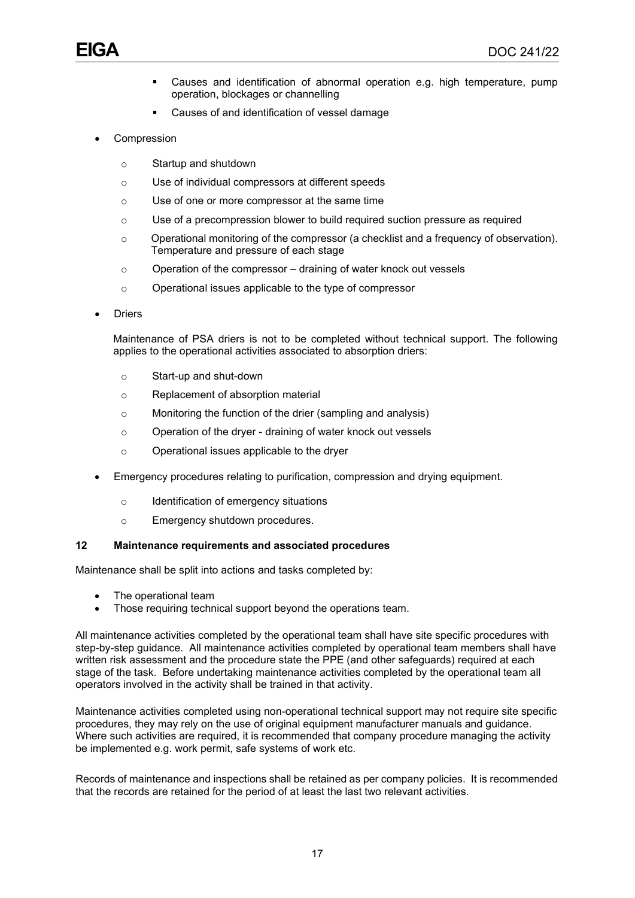- Causes and identification of abnormal operation e.g. high temperature, pump operation, blockages or channelling
    - Causes of and identification of vessel damage

- Compression
    - Startup and shutdown
    - Use of individual compressors at different speeds
    - Use of one or more compressor at the same time
    - Use of a precompression blower to build required suction pressure as required
    - Operational monitoring of the compressor (a checklist and a frequency of observation). Temperature and pressure of each stage
    - Operation of the compressor – draining of water knock out vessels
    - Operational issues applicable to the type of compressor

- Driers

  Maintenance of PSA driers is not to be completed without technical support. The following applies to the operational activities associated to absorption driers:

    - Start-up and shut-down
    - Replacement of absorption material
    - Monitoring the function of the drier (sampling and analysis)
    - Operation of the dryer - draining of water knock out vessels
    - Operational issues applicable to the dryer

- Emergency procedures relating to purification, compression and drying equipment.
    - Identification of emergency situations
    - Emergency shutdown procedures.

## 12 Maintenance requirements and associated procedures

Maintenance shall be split into actions and tasks completed by:

- The operational team
- Those requiring technical support beyond the operations team.

All maintenance activities completed by the operational team shall have site specific procedures with step-by-step guidance. All maintenance activities completed by operational team members shall have written risk assessment and the procedure state the PPE (and other safeguards) required at each stage of the task. Before undertaking maintenance activities completed by the operational team all operators involved in the activity shall be trained in that activity.

Maintenance activities completed using non-operational technical support may not require site specific procedures, they may rely on the use of original equipment manufacturer manuals and guidance. Where such activities are required, it is recommended that company procedure managing the activity be implemented e.g. work permit, safe systems of work etc.

Records of maintenance and inspections shall be retained as per company policies. It is recommended that the records are retained for the period of at least the last two relevant activities.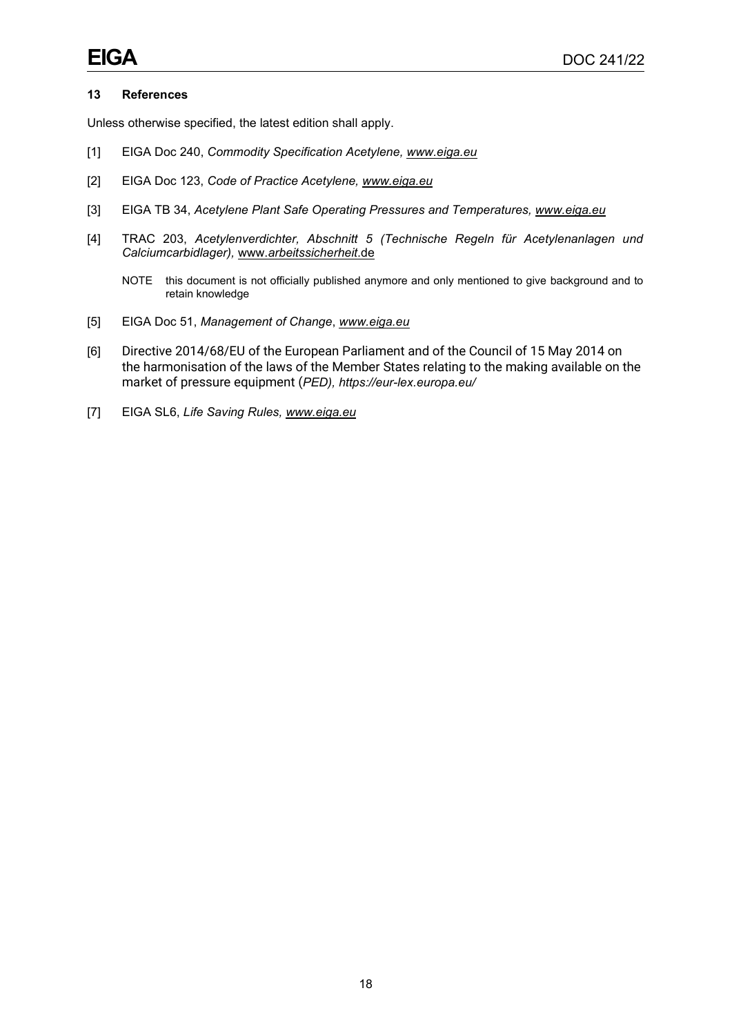## 13 References

Unless otherwise specified, the latest edition shall apply.

[1] EIGA Doc 240, *Commodity Specification Acetylene, www.eiga.eu*

[2] EIGA Doc 123, *Code of Practice Acetylene, www.eiga.eu*

[3] EIGA TB 34, *Acetylene Plant Safe Operating Pressures and Temperatures, www.eiga.eu*

[4] TRAC 203, *Acetylenverdichter, Abschnitt 5 (Technische Regeln für Acetylenanlagen und Calciumcarbidlager),* www.*arbeitssicherheit*.de

NOTE this document is not officially published anymore and only mentioned to give background and to retain knowledge

[5] EIGA Doc 51, *Management of Change*, *www.eiga.eu*

[6] Directive 2014/68/EU of the European Parliament and of the Council of 15 May 2014 on the harmonisation of the laws of the Member States relating to the making available on the market of pressure equipment (*PED), https://eur-lex.europa.eu/*

[7] EIGA SL6, *Life Saving Rules, www.eiga.eu*